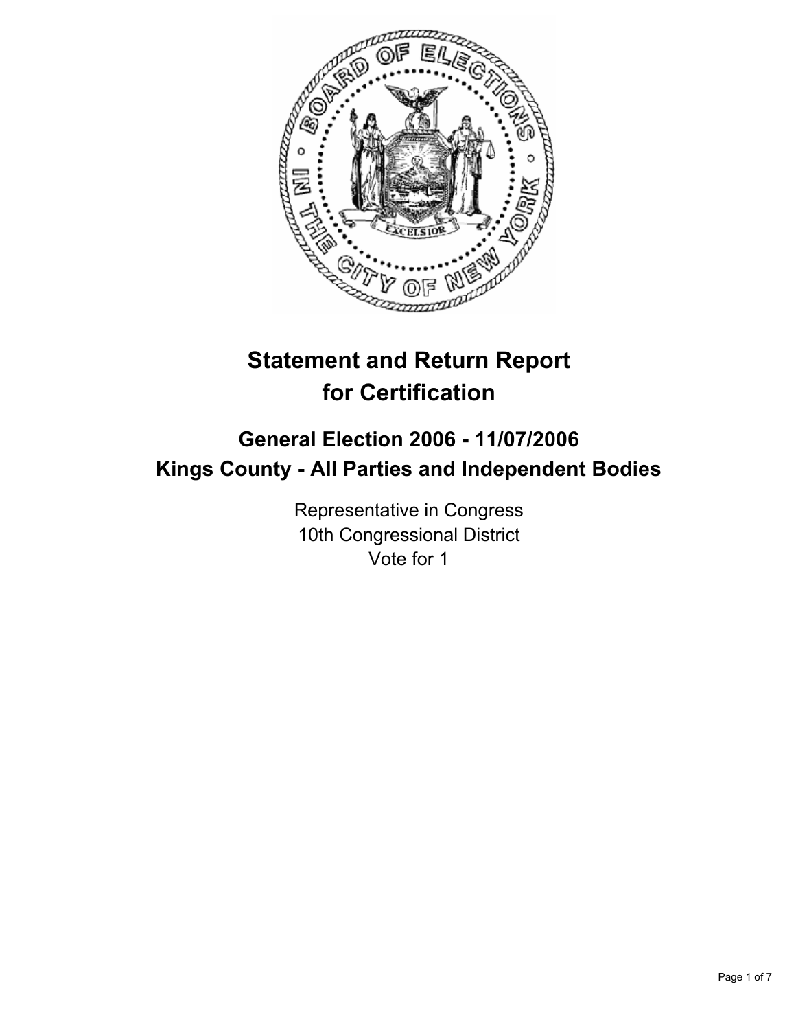# Statement and Return Report for Certification

## General Election 2006 - 11/07/2006
## Kings County - All Parties and Independent Bodies

Representative in Congress
10th Congressional District
Vote for 1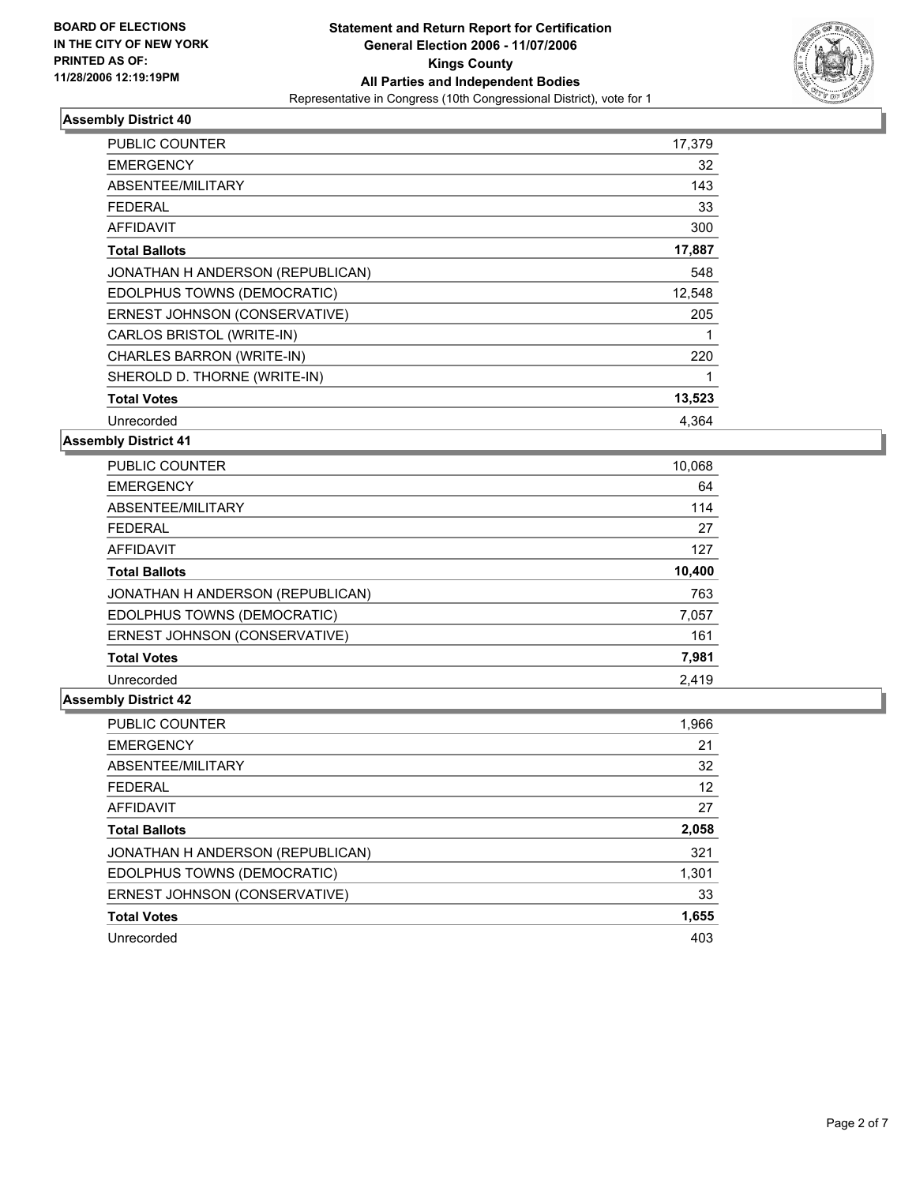**BOARD OF ELECTIONS IN THE CITY OF NEW YORK PRINTED AS OF: 11/28/2006 12:19:19PM**

# Statement and Return Report for Certification
## General Election 2006 - 11/07/2006
## Kings County
## All Parties and Independent Bodies
Representative in Congress (10th Congressional District), vote for 1

### Assembly District 40

| | |
|---|---|
| PUBLIC COUNTER | 17,379 |
| EMERGENCY | 32 |
| ABSENTEE/MILITARY | 143 |
| FEDERAL | 33 |
| AFFIDAVIT | 300 |
| **Total Ballots** | **17,887** |
| JONATHAN H ANDERSON (REPUBLICAN) | 548 |
| EDOLPHUS TOWNS (DEMOCRATIC) | 12,548 |
| ERNEST JOHNSON (CONSERVATIVE) | 205 |
| CARLOS BRISTOL (WRITE-IN) | 1 |
| CHARLES BARRON (WRITE-IN) | 220 |
| SHEROLD D. THORNE (WRITE-IN) | 1 |
| **Total Votes** | **13,523** |
| Unrecorded | 4,364 |

### Assembly District 41

| | |
|---|---|
| PUBLIC COUNTER | 10,068 |
| EMERGENCY | 64 |
| ABSENTEE/MILITARY | 114 |
| FEDERAL | 27 |
| AFFIDAVIT | 127 |
| **Total Ballots** | **10,400** |
| JONATHAN H ANDERSON (REPUBLICAN) | 763 |
| EDOLPHUS TOWNS (DEMOCRATIC) | 7,057 |
| ERNEST JOHNSON (CONSERVATIVE) | 161 |
| **Total Votes** | **7,981** |
| Unrecorded | 2,419 |

### Assembly District 42

| | |
|---|---|
| PUBLIC COUNTER | 1,966 |
| EMERGENCY | 21 |
| ABSENTEE/MILITARY | 32 |
| FEDERAL | 12 |
| AFFIDAVIT | 27 |
| **Total Ballots** | **2,058** |
| JONATHAN H ANDERSON (REPUBLICAN) | 321 |
| EDOLPHUS TOWNS (DEMOCRATIC) | 1,301 |
| ERNEST JOHNSON (CONSERVATIVE) | 33 |
| **Total Votes** | **1,655** |
| Unrecorded | 403 |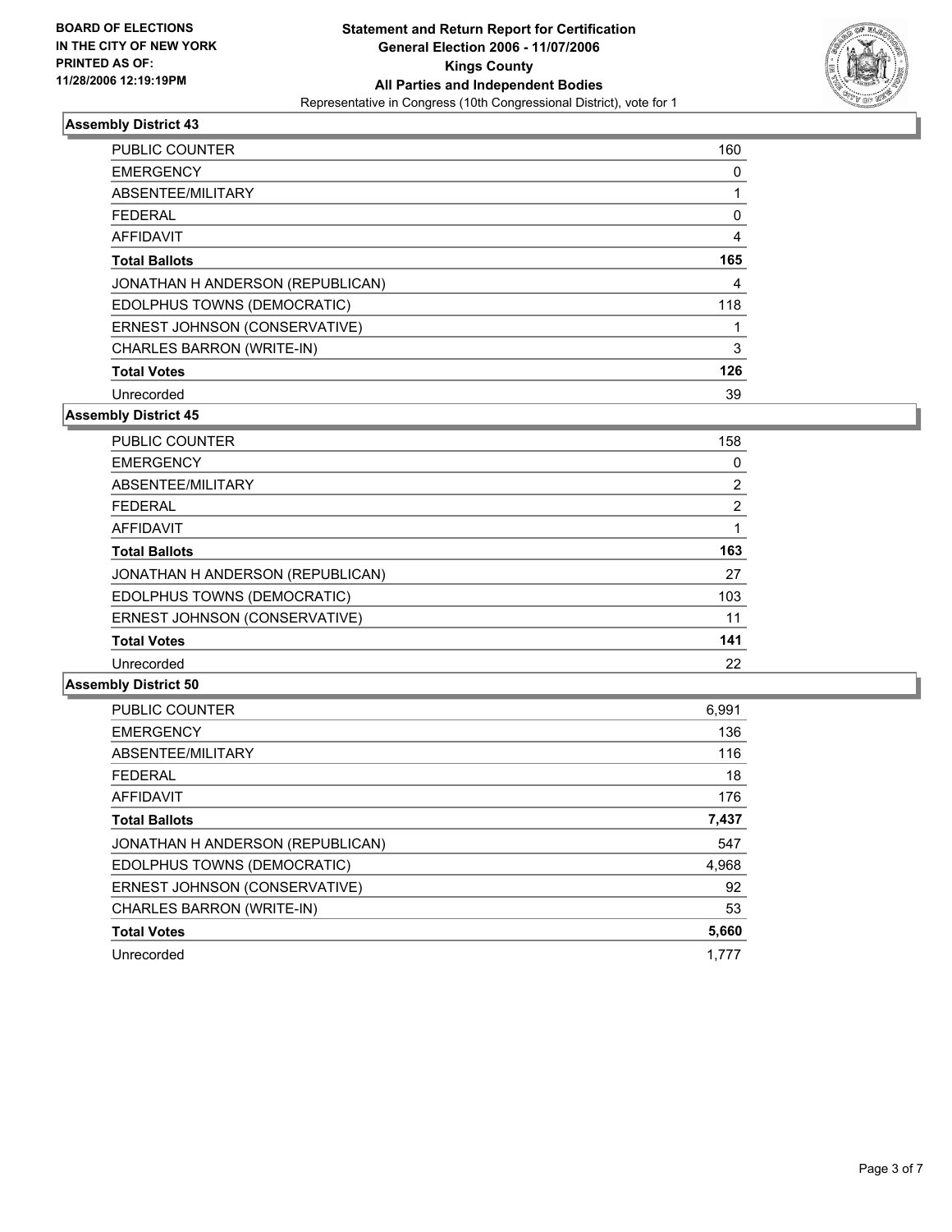**BOARD OF ELECTIONS IN THE CITY OF NEW YORK PRINTED AS OF: 11/28/2006 12:19:19PM**

# Statement and Return Report for Certification
## General Election 2006 - 11/07/2006
## Kings County
## All Parties and Independent Bodies

Representative in Congress (10th Congressional District), vote for 1

### Assembly District 43

| | |
|---|---|
| PUBLIC COUNTER | 160 |
| EMERGENCY | 0 |
| ABSENTEE/MILITARY | 1 |
| FEDERAL | 0 |
| AFFIDAVIT | 4 |
| **Total Ballots** | **165** |
| JONATHAN H ANDERSON (REPUBLICAN) | 4 |
| EDOLPHUS TOWNS (DEMOCRATIC) | 118 |
| ERNEST JOHNSON (CONSERVATIVE) | 1 |
| CHARLES BARRON (WRITE-IN) | 3 |
| **Total Votes** | **126** |
| Unrecorded | 39 |

### Assembly District 45

| | |
|---|---|
| PUBLIC COUNTER | 158 |
| EMERGENCY | 0 |
| ABSENTEE/MILITARY | 2 |
| FEDERAL | 2 |
| AFFIDAVIT | 1 |
| **Total Ballots** | **163** |
| JONATHAN H ANDERSON (REPUBLICAN) | 27 |
| EDOLPHUS TOWNS (DEMOCRATIC) | 103 |
| ERNEST JOHNSON (CONSERVATIVE) | 11 |
| **Total Votes** | **141** |
| Unrecorded | 22 |

### Assembly District 50

| | |
|---|---|
| PUBLIC COUNTER | 6,991 |
| EMERGENCY | 136 |
| ABSENTEE/MILITARY | 116 |
| FEDERAL | 18 |
| AFFIDAVIT | 176 |
| **Total Ballots** | **7,437** |
| JONATHAN H ANDERSON (REPUBLICAN) | 547 |
| EDOLPHUS TOWNS (DEMOCRATIC) | 4,968 |
| ERNEST JOHNSON (CONSERVATIVE) | 92 |
| CHARLES BARRON (WRITE-IN) | 53 |
| **Total Votes** | **5,660** |
| Unrecorded | 1,777 |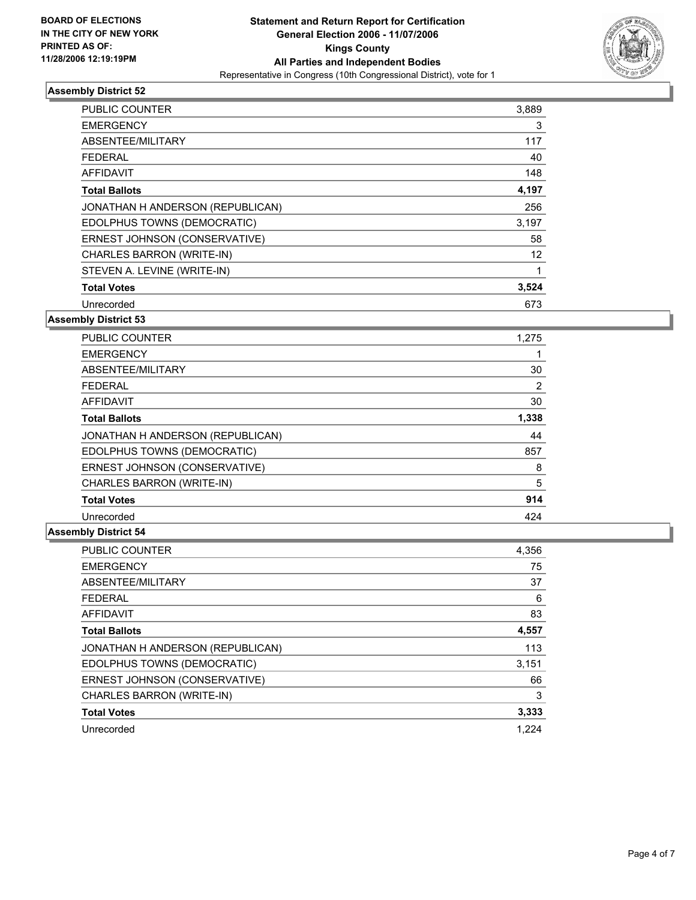BOARD OF ELECTIONS
IN THE CITY OF NEW YORK
PRINTED AS OF:
11/28/2006 12:19:19PM

**Statement and Return Report for Certification**
**General Election 2006 - 11/07/2006**
**Kings County**
**All Parties and Independent Bodies**
Representative in Congress (10th Congressional District), vote for 1

### Assembly District 52

| | |
|---|---|
| PUBLIC COUNTER | 3,889 |
| EMERGENCY | 3 |
| ABSENTEE/MILITARY | 117 |
| FEDERAL | 40 |
| AFFIDAVIT | 148 |
| **Total Ballots** | **4,197** |
| JONATHAN H ANDERSON (REPUBLICAN) | 256 |
| EDOLPHUS TOWNS (DEMOCRATIC) | 3,197 |
| ERNEST JOHNSON (CONSERVATIVE) | 58 |
| CHARLES BARRON (WRITE-IN) | 12 |
| STEVEN A. LEVINE (WRITE-IN) | 1 |
| **Total Votes** | **3,524** |
| Unrecorded | 673 |

### Assembly District 53

| | |
|---|---|
| PUBLIC COUNTER | 1,275 |
| EMERGENCY | 1 |
| ABSENTEE/MILITARY | 30 |
| FEDERAL | 2 |
| AFFIDAVIT | 30 |
| **Total Ballots** | **1,338** |
| JONATHAN H ANDERSON (REPUBLICAN) | 44 |
| EDOLPHUS TOWNS (DEMOCRATIC) | 857 |
| ERNEST JOHNSON (CONSERVATIVE) | 8 |
| CHARLES BARRON (WRITE-IN) | 5 |
| **Total Votes** | **914** |
| Unrecorded | 424 |

### Assembly District 54

| | |
|---|---|
| PUBLIC COUNTER | 4,356 |
| EMERGENCY | 75 |
| ABSENTEE/MILITARY | 37 |
| FEDERAL | 6 |
| AFFIDAVIT | 83 |
| **Total Ballots** | **4,557** |
| JONATHAN H ANDERSON (REPUBLICAN) | 113 |
| EDOLPHUS TOWNS (DEMOCRATIC) | 3,151 |
| ERNEST JOHNSON (CONSERVATIVE) | 66 |
| CHARLES BARRON (WRITE-IN) | 3 |
| **Total Votes** | **3,333** |
| Unrecorded | 1,224 |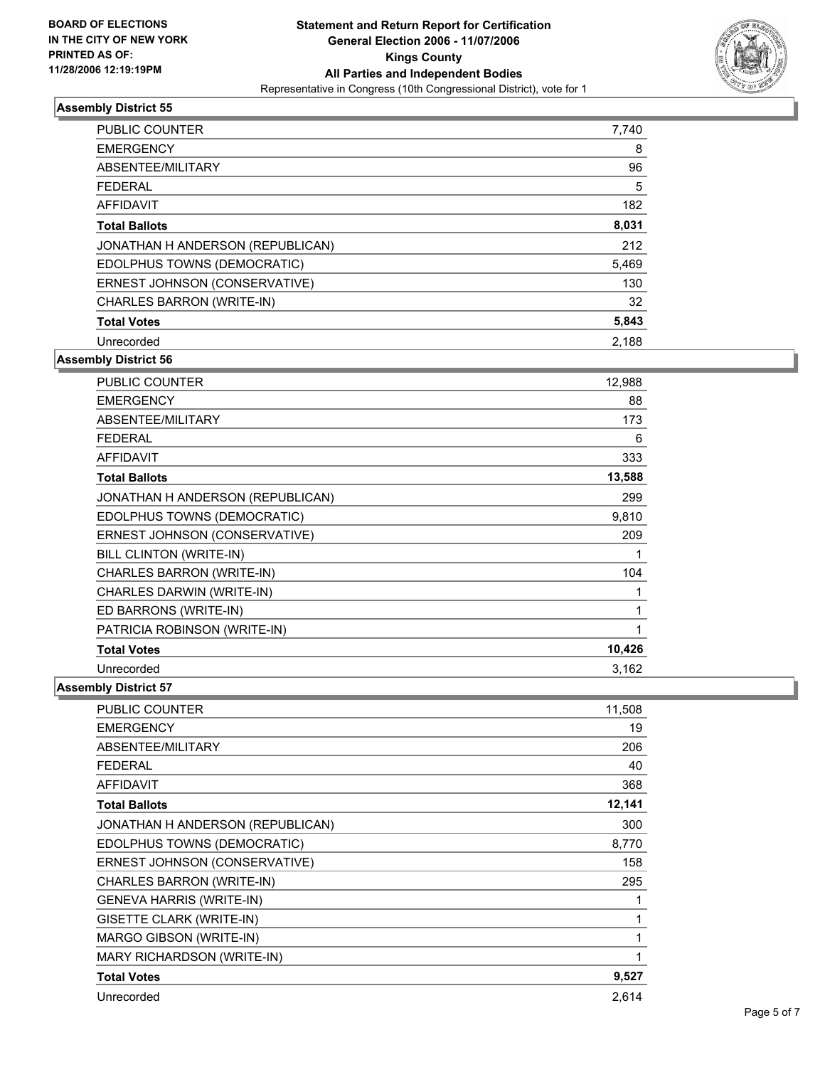**BOARD OF ELECTIONS IN THE CITY OF NEW YORK PRINTED AS OF: 11/28/2006 12:19:19PM**

# Statement and Return Report for Certification
## General Election 2006 - 11/07/2006
## Kings County
## All Parties and Independent Bodies

Representative in Congress (10th Congressional District), vote for 1

### Assembly District 55

| | |
|---|---|
| PUBLIC COUNTER | 7,740 |
| EMERGENCY | 8 |
| ABSENTEE/MILITARY | 96 |
| FEDERAL | 5 |
| AFFIDAVIT | 182 |
| **Total Ballots** | **8,031** |
| JONATHAN H ANDERSON (REPUBLICAN) | 212 |
| EDOLPHUS TOWNS (DEMOCRATIC) | 5,469 |
| ERNEST JOHNSON (CONSERVATIVE) | 130 |
| CHARLES BARRON (WRITE-IN) | 32 |
| **Total Votes** | **5,843** |
| Unrecorded | 2,188 |

### Assembly District 56

| | |
|---|---|
| PUBLIC COUNTER | 12,988 |
| EMERGENCY | 88 |
| ABSENTEE/MILITARY | 173 |
| FEDERAL | 6 |
| AFFIDAVIT | 333 |
| **Total Ballots** | **13,588** |
| JONATHAN H ANDERSON (REPUBLICAN) | 299 |
| EDOLPHUS TOWNS (DEMOCRATIC) | 9,810 |
| ERNEST JOHNSON (CONSERVATIVE) | 209 |
| BILL CLINTON (WRITE-IN) | 1 |
| CHARLES BARRON (WRITE-IN) | 104 |
| CHARLES DARWIN (WRITE-IN) | 1 |
| ED BARRONS (WRITE-IN) | 1 |
| PATRICIA ROBINSON (WRITE-IN) | 1 |
| **Total Votes** | **10,426** |
| Unrecorded | 3,162 |

### Assembly District 57

| | |
|---|---|
| PUBLIC COUNTER | 11,508 |
| EMERGENCY | 19 |
| ABSENTEE/MILITARY | 206 |
| FEDERAL | 40 |
| AFFIDAVIT | 368 |
| **Total Ballots** | **12,141** |
| JONATHAN H ANDERSON (REPUBLICAN) | 300 |
| EDOLPHUS TOWNS (DEMOCRATIC) | 8,770 |
| ERNEST JOHNSON (CONSERVATIVE) | 158 |
| CHARLES BARRON (WRITE-IN) | 295 |
| GENEVA HARRIS (WRITE-IN) | 1 |
| GISETTE CLARK (WRITE-IN) | 1 |
| MARGO GIBSON (WRITE-IN) | 1 |
| MARY RICHARDSON (WRITE-IN) | 1 |
| **Total Votes** | **9,527** |
| Unrecorded | 2,614 |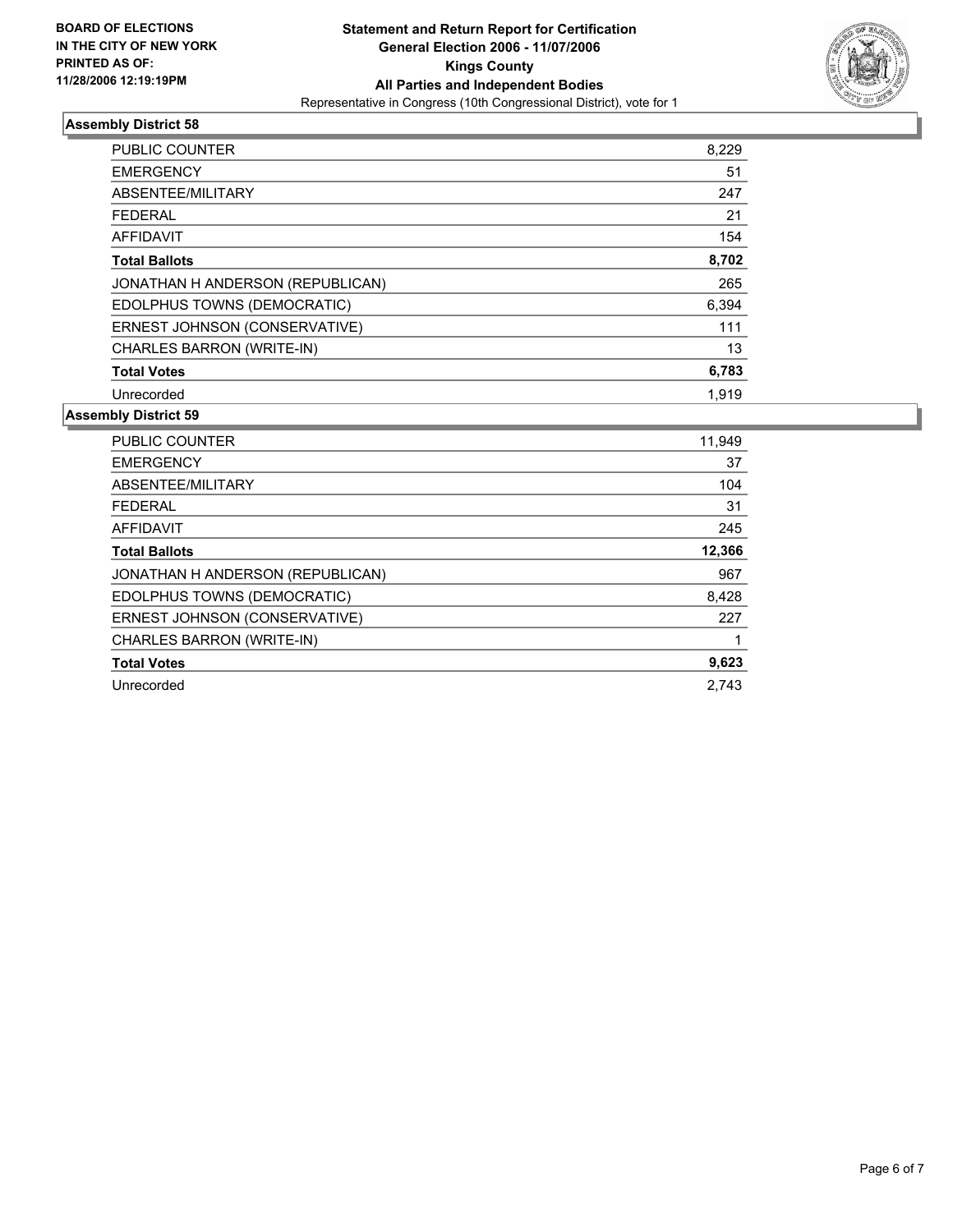**BOARD OF ELECTIONS IN THE CITY OF NEW YORK PRINTED AS OF: 11/28/2006 12:19:19PM**

# Statement and Return Report for Certification
## General Election 2006 - 11/07/2006
## Kings County
## All Parties and Independent Bodies
Representative in Congress (10th Congressional District), vote for 1

### Assembly District 58

| | |
|---|---|
| PUBLIC COUNTER | 8,229 |
| EMERGENCY | 51 |
| ABSENTEE/MILITARY | 247 |
| FEDERAL | 21 |
| AFFIDAVIT | 154 |
| **Total Ballots** | **8,702** |
| JONATHAN H ANDERSON (REPUBLICAN) | 265 |
| EDOLPHUS TOWNS (DEMOCRATIC) | 6,394 |
| ERNEST JOHNSON (CONSERVATIVE) | 111 |
| CHARLES BARRON (WRITE-IN) | 13 |
| **Total Votes** | **6,783** |
| Unrecorded | 1,919 |

### Assembly District 59

| | |
|---|---|
| PUBLIC COUNTER | 11,949 |
| EMERGENCY | 37 |
| ABSENTEE/MILITARY | 104 |
| FEDERAL | 31 |
| AFFIDAVIT | 245 |
| **Total Ballots** | **12,366** |
| JONATHAN H ANDERSON (REPUBLICAN) | 967 |
| EDOLPHUS TOWNS (DEMOCRATIC) | 8,428 |
| ERNEST JOHNSON (CONSERVATIVE) | 227 |
| CHARLES BARRON (WRITE-IN) | 1 |
| **Total Votes** | **9,623** |
| Unrecorded | 2,743 |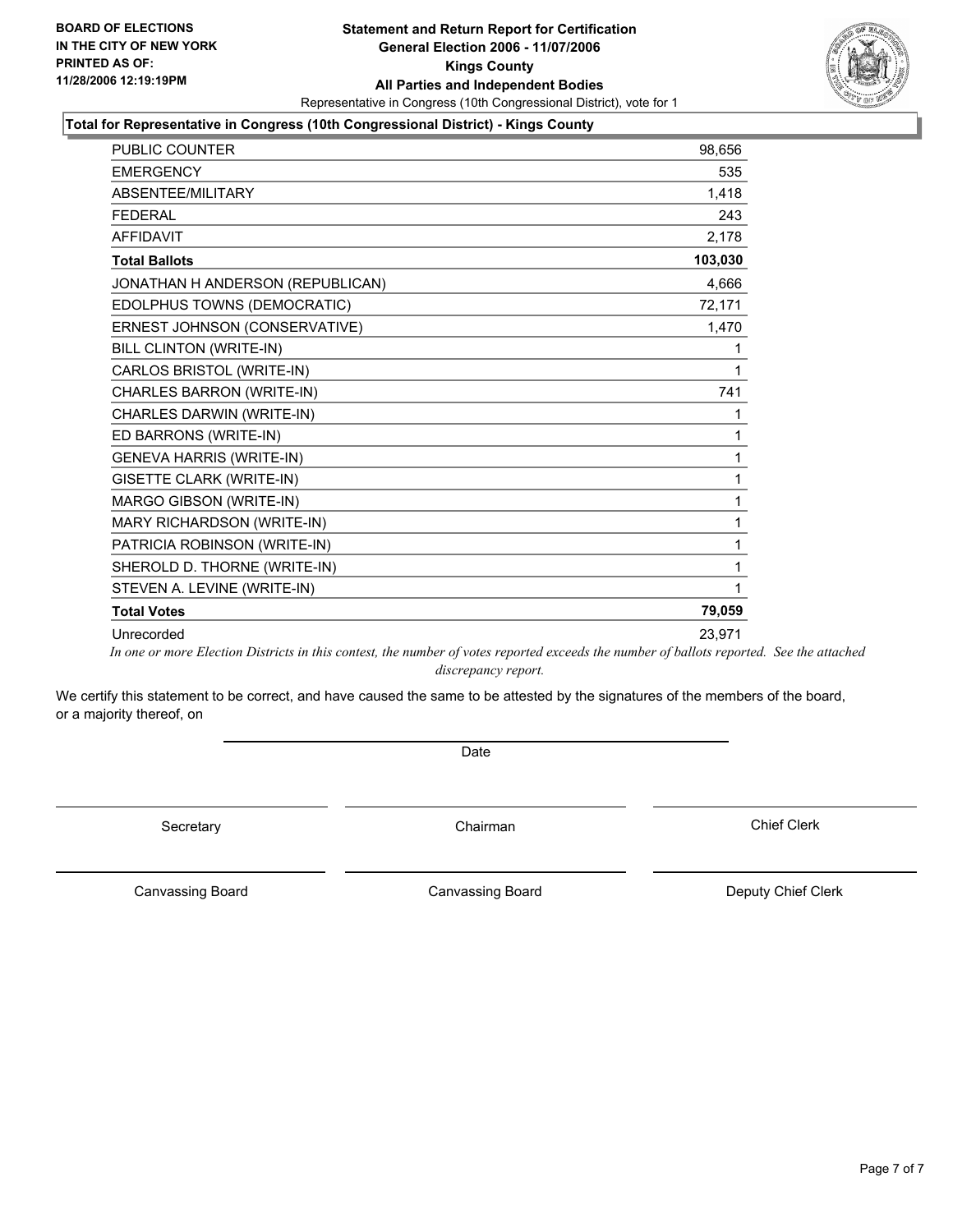**BOARD OF ELECTIONS IN THE CITY OF NEW YORK PRINTED AS OF: 11/28/2006 12:19:19PM**

# Statement and Return Report for Certification
## General Election 2006 - 11/07/2006
## Kings County
## All Parties and Independent Bodies

Representative in Congress (10th Congressional District), vote for 1

### Total for Representative in Congress (10th Congressional District) - Kings County

| | |
|---|---|
| PUBLIC COUNTER | 98,656 |
| EMERGENCY | 535 |
| ABSENTEE/MILITARY | 1,418 |
| FEDERAL | 243 |
| AFFIDAVIT | 2,178 |
| **Total Ballots** | **103,030** |
| JONATHAN H ANDERSON (REPUBLICAN) | 4,666 |
| EDOLPHUS TOWNS (DEMOCRATIC) | 72,171 |
| ERNEST JOHNSON (CONSERVATIVE) | 1,470 |
| BILL CLINTON (WRITE-IN) | 1 |
| CARLOS BRISTOL (WRITE-IN) | 1 |
| CHARLES BARRON (WRITE-IN) | 741 |
| CHARLES DARWIN (WRITE-IN) | 1 |
| ED BARRONS (WRITE-IN) | 1 |
| GENEVA HARRIS (WRITE-IN) | 1 |
| GISETTE CLARK (WRITE-IN) | 1 |
| MARGO GIBSON (WRITE-IN) | 1 |
| MARY RICHARDSON (WRITE-IN) | 1 |
| PATRICIA ROBINSON (WRITE-IN) | 1 |
| SHEROLD D. THORNE (WRITE-IN) | 1 |
| STEVEN A. LEVINE (WRITE-IN) | 1 |
| **Total Votes** | **79,059** |
| Unrecorded | 23,971 |

*In one or more Election Districts in this contest, the number of votes reported exceeds the number of ballots reported. See the attached discrepancy report.*

We certify this statement to be correct, and have caused the same to be attested by the signatures of the members of the board, or a majority thereof, on

Date

Secretary | Chairman | Chief Clerk

Canvassing Board | Canvassing Board | Deputy Chief Clerk